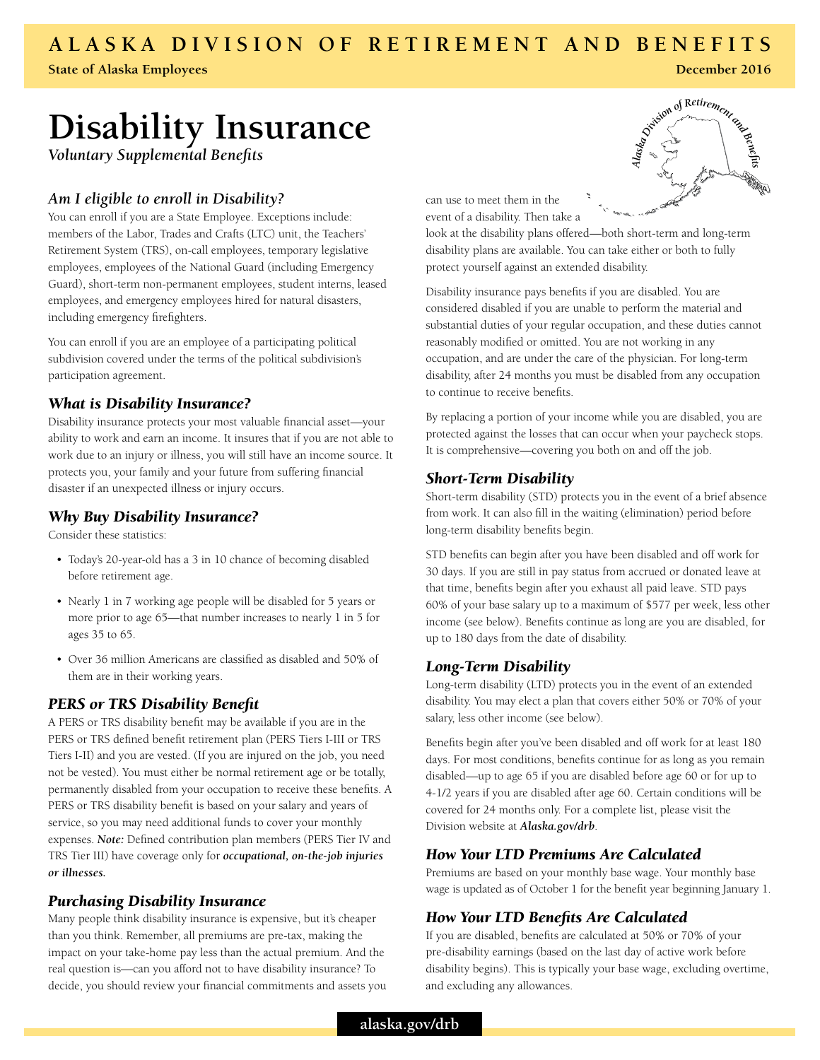# ALASKA DIVISION OF RETIREMENT AND BENEFITS

**State of Alaska Employees** **December 2016**

# Disability Insurance

*Voluntary Supplemental Benefits*

## *Am I eligible to enroll in Disability?*

You can enroll if you are a State Employee. Exceptions include: members of the Labor, Trades and Crafts (LTC) unit, the Teachers' Retirement System (TRS), on-call employees, temporary legislative employees, employees of the National Guard (including Emergency Guard), short-term non-permanent employees, student interns, leased employees, and emergency employees hired for natural disasters, including emergency firefighters.

You can enroll if you are an employee of a participating political subdivision covered under the terms of the political subdivision's participation agreement.

## *What is Disability Insurance?*

Disability insurance protects your most valuable financial asset—your ability to work and earn an income. It insures that if you are not able to work due to an injury or illness, you will still have an income source. It protects you, your family and your future from suffering financial disaster if an unexpected illness or injury occurs.

## *Why Buy Disability Insurance?*

Consider these statistics:

- Today's 20-year-old has a 3 in 10 chance of becoming disabled before retirement age.
- Nearly 1 in 7 working age people will be disabled for 5 years or more prior to age 65—that number increases to nearly 1 in 5 for ages 35 to 65.
- Over 36 million Americans are classified as disabled and 50% of them are in their working years.

## *PERS or TRS Disability Benefit*

A PERS or TRS disability benefit may be available if you are in the PERS or TRS defined benefit retirement plan (PERS Tiers I-III or TRS Tiers I-II) and you are vested. (If you are injured on the job, you need not be vested). You must either be normal retirement age or be totally, permanently disabled from your occupation to receive these benefits. A PERS or TRS disability benefit is based on your salary and years of service, so you may need additional funds to cover your monthly expenses. ***Note:*** Defined contribution plan members (PERS Tier IV and TRS Tier III) have coverage only for ***occupational, on-the-job injuries or illnesses.***

## *Purchasing Disability Insurance*

Many people think disability insurance is expensive, but it's cheaper than you think. Remember, all premiums are pre-tax, making the impact on your take-home pay less than the actual premium. And the real question is—can you afford not to have disability insurance? To decide, you should review your financial commitments and assets you can use to meet them in the event of a disability. Then take a look at the disability plans offered—both short-term and long-term disability plans are available. You can take either or both to fully protect yourself against an extended disability.

Disability insurance pays benefits if you are disabled. You are considered disabled if you are unable to perform the material and substantial duties of your regular occupation, and these duties cannot reasonably modified or omitted. You are not working in any occupation, and are under the care of the physician. For long-term disability, after 24 months you must be disabled from any occupation to continue to receive benefits.

By replacing a portion of your income while you are disabled, you are protected against the losses that can occur when your paycheck stops. It is comprehensive—covering you both on and off the job.

## *Short-Term Disability*

Short-term disability (STD) protects you in the event of a brief absence from work. It can also fill in the waiting (elimination) period before long-term disability benefits begin.

STD benefits can begin after you have been disabled and off work for 30 days. If you are still in pay status from accrued or donated leave at that time, benefits begin after you exhaust all paid leave. STD pays 60% of your base salary up to a maximum of $577 per week, less other income (see below). Benefits continue as long are you are disabled, for up to 180 days from the date of disability.

## *Long-Term Disability*

Long-term disability (LTD) protects you in the event of an extended disability. You may elect a plan that covers either 50% or 70% of your salary, less other income (see below).

Benefits begin after you've been disabled and off work for at least 180 days. For most conditions, benefits continue for as long as you remain disabled—up to age 65 if you are disabled before age 60 or for up to 4-1/2 years if you are disabled after age 60. Certain conditions will be covered for 24 months only. For a complete list, please visit the Division website at ***Alaska.gov/drb***.

## *How Your LTD Premiums Are Calculated*

Premiums are based on your monthly base wage. Your monthly base wage is updated as of October 1 for the benefit year beginning January 1.

## *How Your LTD Benefits Are Calculated*

If you are disabled, benefits are calculated at 50% or 70% of your pre-disability earnings (based on the last day of active work before disability begins). This is typically your base wage, excluding overtime, and excluding any allowances.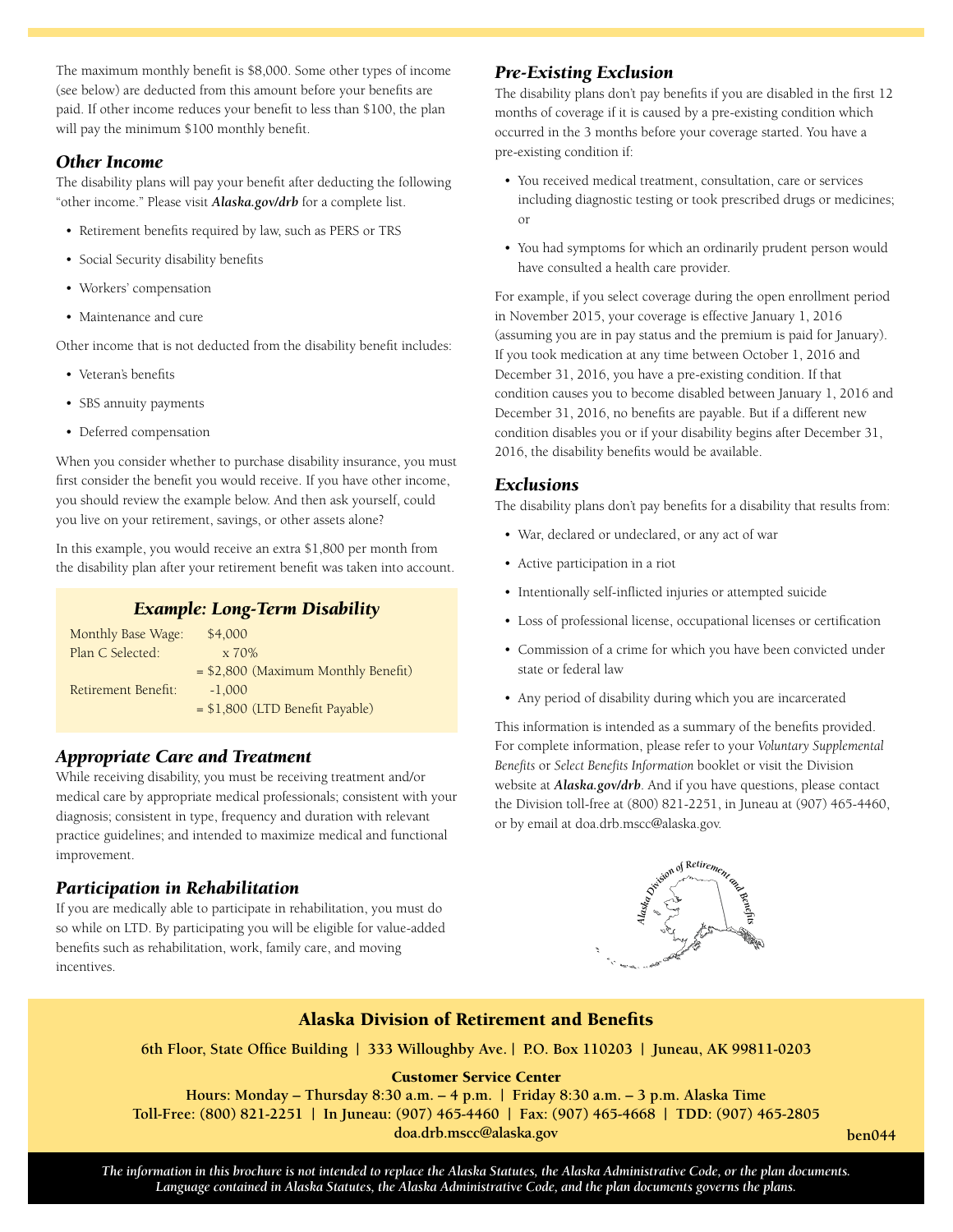The maximum monthly benefit is $8,000. Some other types of income (see below) are deducted from this amount before your benefits are paid. If other income reduces your benefit to less than $100, the plan will pay the minimum $100 monthly benefit.

### *Other Income*

The disability plans will pay your benefit after deducting the following "other income." Please visit ***Alaska.gov/drb*** for a complete list.

- Retirement benefits required by law, such as PERS or TRS
- Social Security disability benefits
- Workers' compensation
- Maintenance and cure

Other income that is not deducted from the disability benefit includes:

- Veteran's benefits
- SBS annuity payments
- Deferred compensation

When you consider whether to purchase disability insurance, you must first consider the benefit you would receive. If you have other income, you should review the example below. And then ask yourself, could you live on your retirement, savings, or other assets alone?

In this example, you would receive an extra $1,800 per month from the disability plan after your retirement benefit was taken into account.

### *Example: Long-Term Disability*

| | |
|---|---|
| Monthly Base Wage: | $4,000 |
| Plan C Selected: | x 70% |
| | = $2,800 (Maximum Monthly Benefit) |
| Retirement Benefit: | -1,000 |
| | = $1,800 (LTD Benefit Payable) |

### *Appropriate Care and Treatment*

While receiving disability, you must be receiving treatment and/or medical care by appropriate medical professionals; consistent with your diagnosis; consistent in type, frequency and duration with relevant practice guidelines; and intended to maximize medical and functional improvement.

### *Participation in Rehabilitation*

If you are medically able to participate in rehabilitation, you must do so while on LTD. By participating you will be eligible for value-added benefits such as rehabilitation, work, family care, and moving incentives.

### *Pre-Existing Exclusion*

The disability plans don't pay benefits if you are disabled in the first 12 months of coverage if it is caused by a pre-existing condition which occurred in the 3 months before your coverage started. You have a pre-existing condition if:

- You received medical treatment, consultation, care or services including diagnostic testing or took prescribed drugs or medicines; or
- You had symptoms for which an ordinarily prudent person would have consulted a health care provider.

For example, if you select coverage during the open enrollment period in November 2015, your coverage is effective January 1, 2016 (assuming you are in pay status and the premium is paid for January). If you took medication at any time between October 1, 2016 and December 31, 2016, you have a pre-existing condition. If that condition causes you to become disabled between January 1, 2016 and December 31, 2016, no benefits are payable. But if a different new condition disables you or if your disability begins after December 31, 2016, the disability benefits would be available.

### *Exclusions*

The disability plans don't pay benefits for a disability that results from:

- War, declared or undeclared, or any act of war
- Active participation in a riot
- Intentionally self-inflicted injuries or attempted suicide
- Loss of professional license, occupational licenses or certification
- Commission of a crime for which you have been convicted under state or federal law
- Any period of disability during which you are incarcerated

This information is intended as a summary of the benefits provided. For complete information, please refer to your *Voluntary Supplemental Benefits* or *Select Benefits Information* booklet or visit the Division website at ***Alaska.gov/drb***. And if you have questions, please contact the Division toll-free at (800) 821-2251, in Juneau at (907) 465-4460, or by email at doa.drb.mscc@alaska.gov.

Alaska Division of Retirement and Benefits

## Alaska Division of Retirement and Benefits

**6th Floor, State Office Building | 333 Willoughby Ave. | P.O. Box 110203 | Juneau, AK 99811-0203**

**Customer Service Center**

**Hours: Monday – Thursday 8:30 a.m. – 4 p.m. | Friday 8:30 a.m. – 3 p.m. Alaska Time**

**Toll-Free: (800) 821-2251 | In Juneau: (907) 465-4460 | Fax: (907) 465-4668 | TDD: (907) 465-2805**

**doa.drb.mscc@alaska.gov**

**ben044**

***The information in this brochure is not intended to replace the Alaska Statutes, the Alaska Administrative Code, or the plan documents. Language contained in Alaska Statutes, the Alaska Administrative Code, and the plan documents governs the plans.***